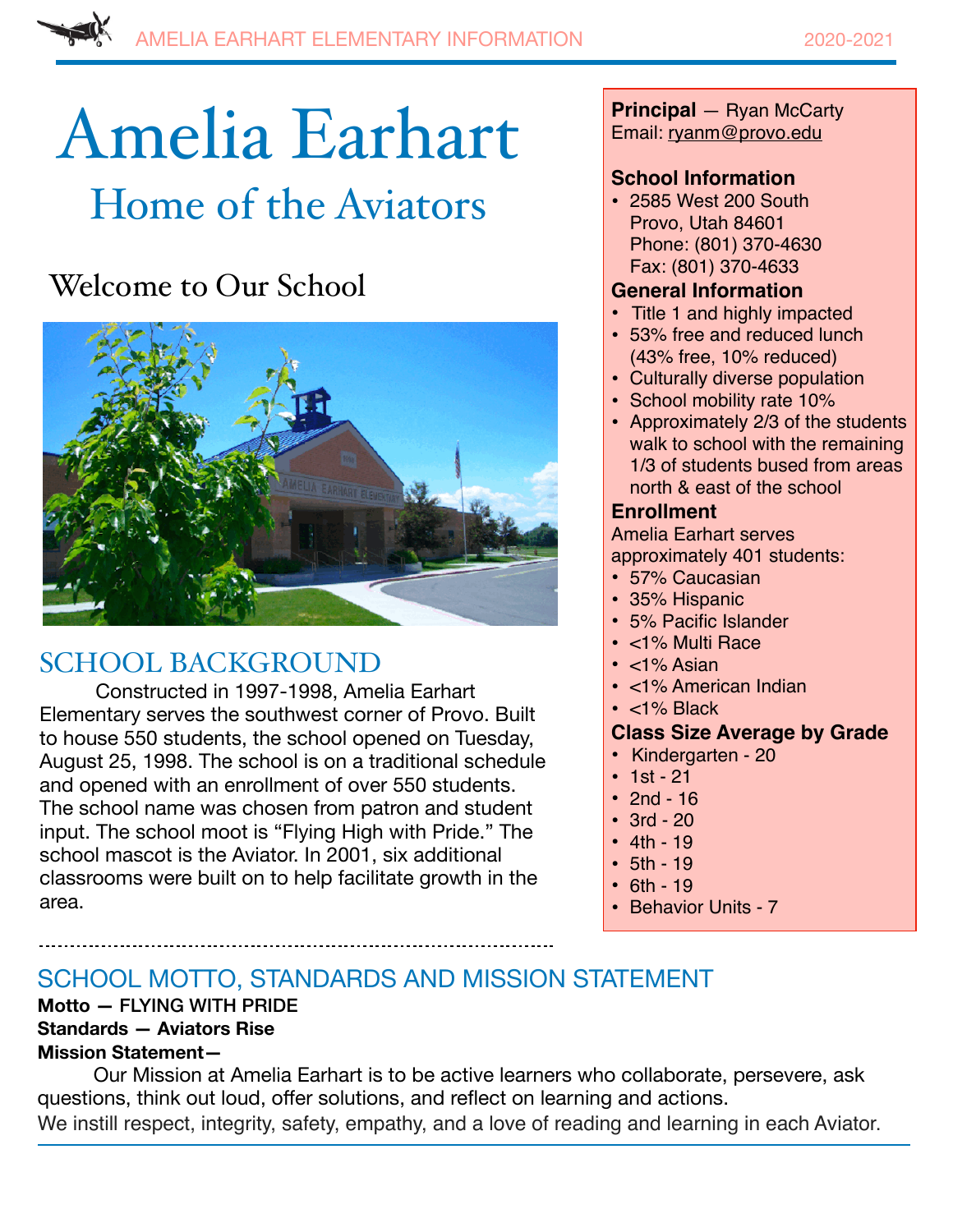# Amelia Earhart

## Home of the Aviators

### Welcome to Our School

## SCHOOL BACKGROUND

Constructed in 1997-1998, Amelia Earhart Elementary serves the southwest corner of Provo. Built to house 550 students, the school opened on Tuesday, August 25, 1998. The school is on a traditional schedule and opened with an enrollment of over 550 students. The school name was chosen from patron and student input. The school moot is "Flying High with Pride." The school mascot is the Aviator. In 2001, six additional classrooms were built on to help facilitate growth in the area.

**Principal** — Ryan McCarty
Email: ryanm@provo.edu

**School Information**

- 2585 West 200 South
  Provo, Utah 84601
  Phone: (801) 370-4630
  Fax: (801) 370-4633

**General Information**

- Title 1 and highly impacted
- 53% free and reduced lunch (43% free, 10% reduced)
- Culturally diverse population
- School mobility rate 10%
- Approximately 2/3 of the students walk to school with the remaining 1/3 of students bused from areas north & east of the school

**Enrollment**

Amelia Earhart serves approximately 401 students:

- 57% Caucasian
- 35% Hispanic
- 5% Pacific Islander
- <1% Multi Race
- <1% Asian
- <1% American Indian
- <1% Black

**Class Size Average by Grade**

- Kindergarten - 20
- 1st - 21
- 2nd - 16
- 3rd - 20
- 4th - 19
- 5th - 19
- 6th - 19
- Behavior Units - 7

## SCHOOL MOTTO, STANDARDS AND MISSION STATEMENT

**Motto — FLYING WITH PRIDE**

**Standards — Aviators Rise**

**Mission Statement—**

Our Mission at Amelia Earhart is to be active learners who collaborate, persevere, ask questions, think out loud, offer solutions, and reflect on learning and actions.

We instill respect, integrity, safety, empathy, and a love of reading and learning in each Aviator.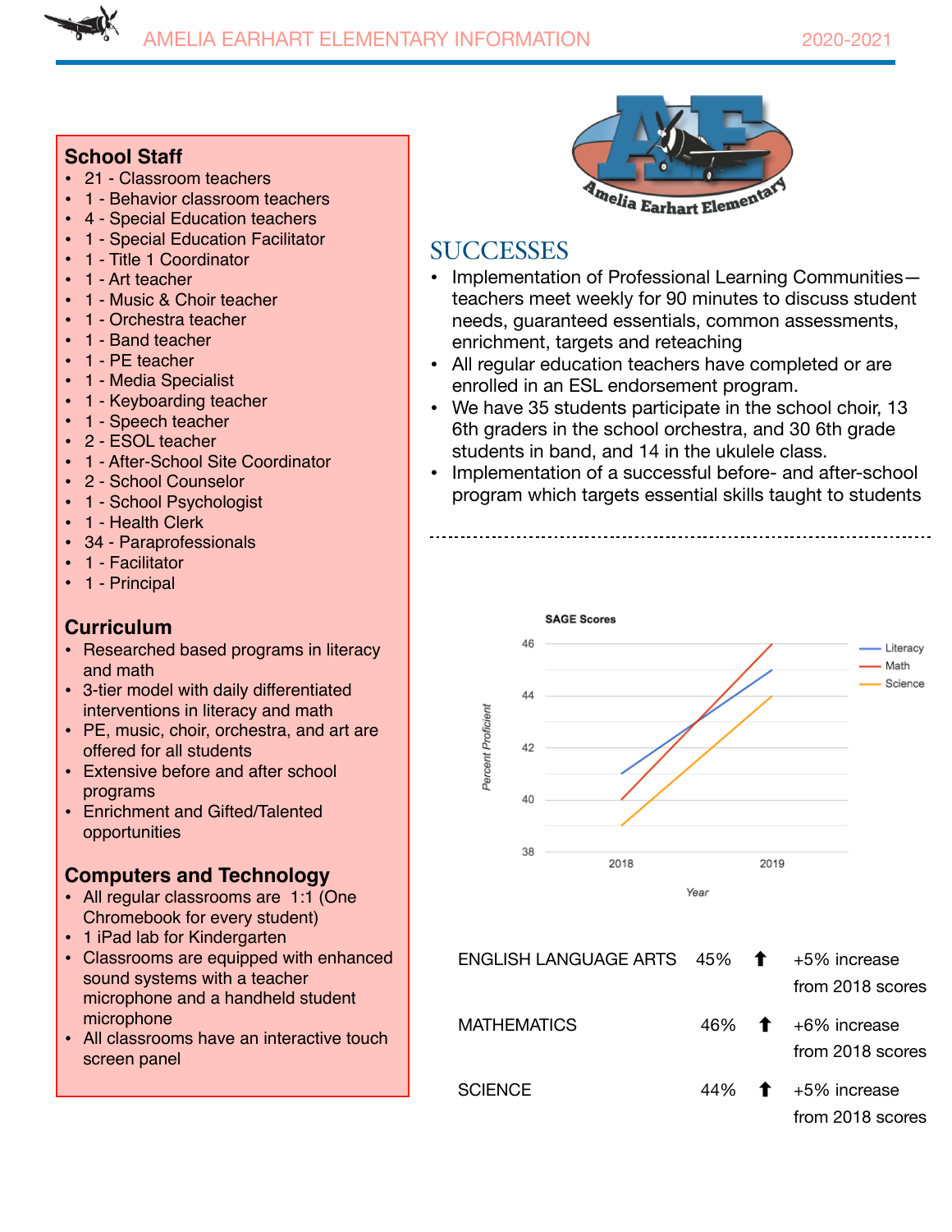# AMELIA EARHART ELEMENTARY INFORMATION

2020-2021

## School Staff

- 21 - Classroom teachers
- 1 - Behavior classroom teachers
- 4 - Special Education teachers
- 1 - Special Education Facilitator
- 1 - Title 1 Coordinator
- 1 - Art teacher
- 1 - Music & Choir teacher
- 1 - Orchestra teacher
- 1 - Band teacher
- 1 - PE teacher
- 1 - Media Specialist
- 1 - Keyboarding teacher
- 1 - Speech teacher
- 2 - ESOL teacher
- 1 - After-School Site Coordinator
- 2 - School Counselor
- 1 - School Psychologist
- 1 - Health Clerk
- 34 - Paraprofessionals
- 1 - Facilitator
- 1 - Principal

## Curriculum

- Researched based programs in literacy and math
- 3-tier model with daily differentiated interventions in literacy and math
- PE, music, choir, orchestra, and art are offered for all students
- Extensive before and after school programs
- Enrichment and Gifted/Talented opportunities

## Computers and Technology

- All regular classrooms are 1:1 (One Chromebook for every student)
- 1 iPad lab for Kindergarten
- Classrooms are equipped with enhanced sound systems with a teacher microphone and a handheld student microphone
- All classrooms have an interactive touch screen panel

Amelia Earhart Elementary

## SUCCESSES

- Implementation of Professional Learning Communities—teachers meet weekly for 90 minutes to discuss student needs, guaranteed essentials, common assessments, enrichment, targets and reteaching
- All regular education teachers have completed or are enrolled in an ESL endorsement program.
- We have 35 students participate in the school choir, 13 6th graders in the school orchestra, and 30 6th grade students in band, and 14 in the ukulele class.
- Implementation of a successful before- and after-school program which targets essential skills taught to students

---

SAGE Scores

Percent Proficient

46
44
42
40
38

2018
2019

Year

Literacy
Math
Science

| | | | |
|---|---|---|---|
| ENGLISH LANGUAGE ARTS | 45% | ⬆ | +5% increase from 2018 scores |
| MATHEMATICS | 46% | ⬆ | +6% increase from 2018 scores |
| SCIENCE | 44% | ⬆ | +5% increase from 2018 scores |